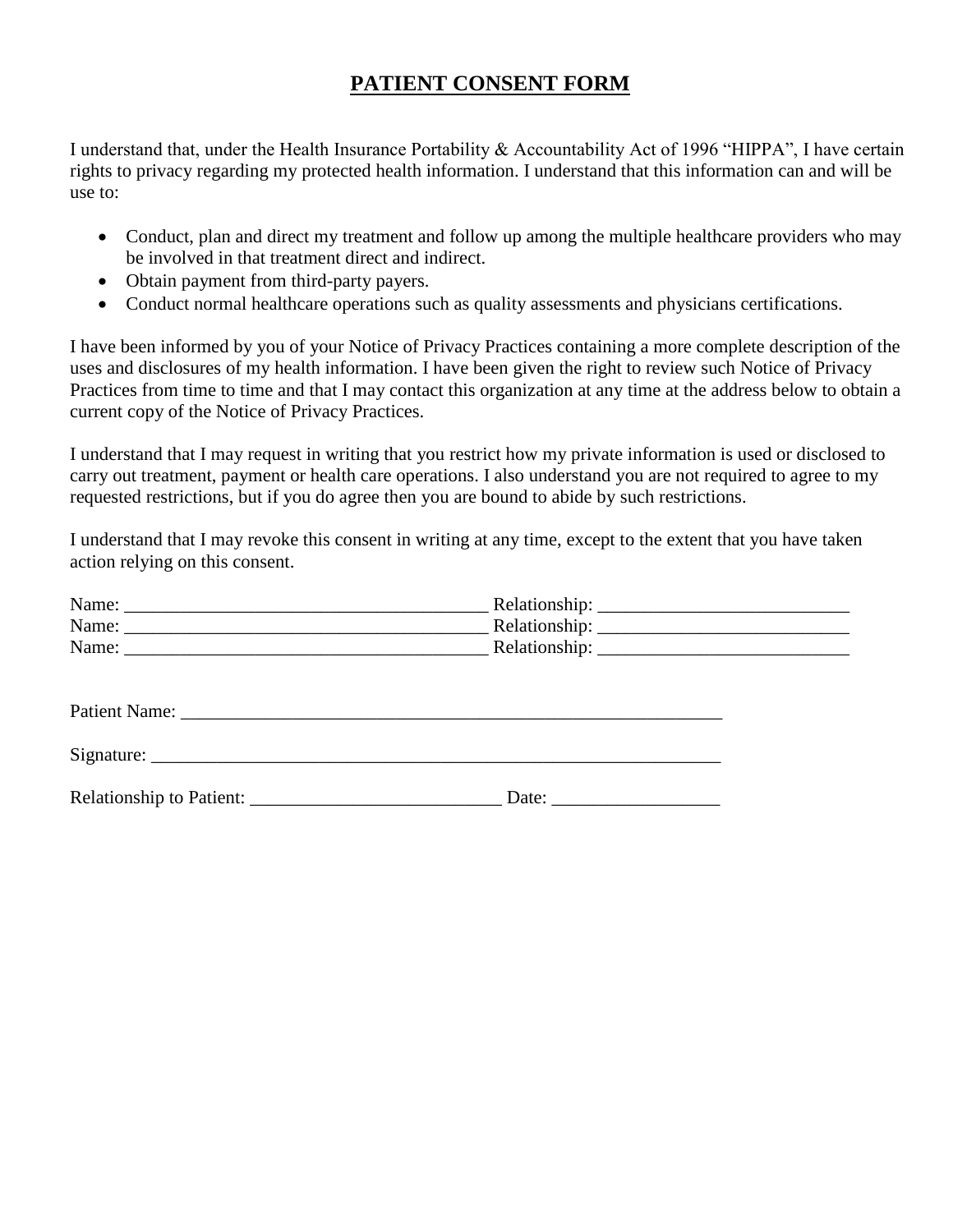# PATIENT CONSENT FORM

I understand that, under the Health Insurance Portability & Accountability Act of 1996 "HIPPA", I have certain rights to privacy regarding my protected health information. I understand that this information can and will be use to:

- Conduct, plan and direct my treatment and follow up among the multiple healthcare providers who may be involved in that treatment direct and indirect.
- Obtain payment from third-party payers.
- Conduct normal healthcare operations such as quality assessments and physicians certifications.

I have been informed by you of your Notice of Privacy Practices containing a more complete description of the uses and disclosures of my health information. I have been given the right to review such Notice of Privacy Practices from time to time and that I may contact this organization at any time at the address below to obtain a current copy of the Notice of Privacy Practices.

I understand that I may request in writing that you restrict how my private information is used or disclosed to carry out treatment, payment or health care operations. I also understand you are not required to agree to my requested restrictions, but if you do agree then you are bound to abide by such restrictions.

I understand that I may revoke this consent in writing at any time, except to the extent that you have taken action relying on this consent.

Name: _______________________________________ Relationship: ___________________________
Name: _______________________________________ Relationship: ___________________________
Name: _______________________________________ Relationship: ___________________________

Patient Name: ____________________________________________________________

Signature: _______________________________________________________________

Relationship to Patient: ___________________________ Date: __________________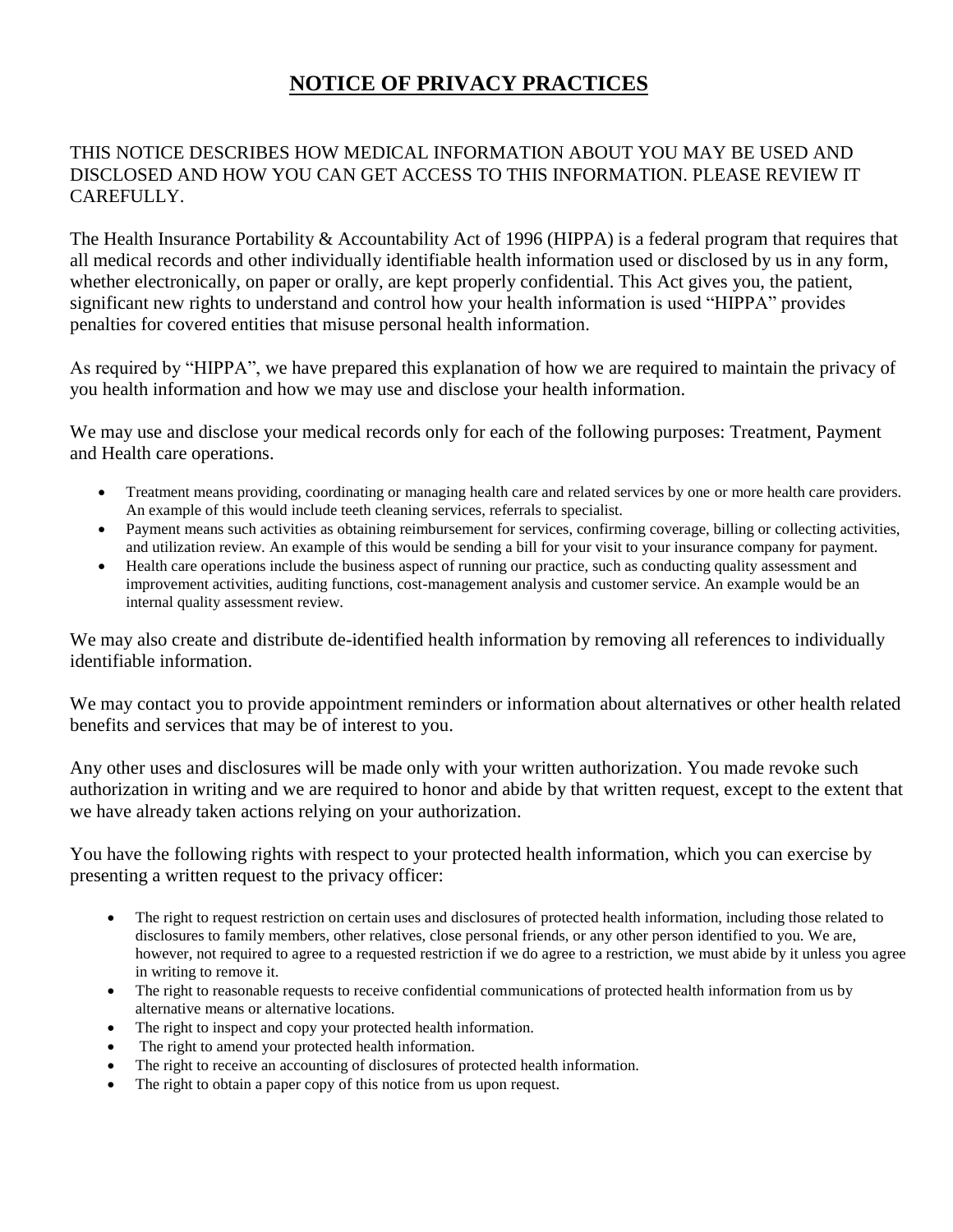# NOTICE OF PRIVACY PRACTICES

THIS NOTICE DESCRIBES HOW MEDICAL INFORMATION ABOUT YOU MAY BE USED AND DISCLOSED AND HOW YOU CAN GET ACCESS TO THIS INFORMATION. PLEASE REVIEW IT CAREFULLY.

The Health Insurance Portability & Accountability Act of 1996 (HIPPA) is a federal program that requires that all medical records and other individually identifiable health information used or disclosed by us in any form, whether electronically, on paper or orally, are kept properly confidential. This Act gives you, the patient, significant new rights to understand and control how your health information is used "HIPPA" provides penalties for covered entities that misuse personal health information.

As required by "HIPPA", we have prepared this explanation of how we are required to maintain the privacy of you health information and how we may use and disclose your health information.

We may use and disclose your medical records only for each of the following purposes: Treatment, Payment and Health care operations.

- Treatment means providing, coordinating or managing health care and related services by one or more health care providers. An example of this would include teeth cleaning services, referrals to specialist.
- Payment means such activities as obtaining reimbursement for services, confirming coverage, billing or collecting activities, and utilization review. An example of this would be sending a bill for your visit to your insurance company for payment.
- Health care operations include the business aspect of running our practice, such as conducting quality assessment and improvement activities, auditing functions, cost-management analysis and customer service. An example would be an internal quality assessment review.

We may also create and distribute de-identified health information by removing all references to individually identifiable information.

We may contact you to provide appointment reminders or information about alternatives or other health related benefits and services that may be of interest to you.

Any other uses and disclosures will be made only with your written authorization. You made revoke such authorization in writing and we are required to honor and abide by that written request, except to the extent that we have already taken actions relying on your authorization.

You have the following rights with respect to your protected health information, which you can exercise by presenting a written request to the privacy officer:

- The right to request restriction on certain uses and disclosures of protected health information, including those related to disclosures to family members, other relatives, close personal friends, or any other person identified to you. We are, however, not required to agree to a requested restriction if we do agree to a restriction, we must abide by it unless you agree in writing to remove it.
- The right to reasonable requests to receive confidential communications of protected health information from us by alternative means or alternative locations.
- The right to inspect and copy your protected health information.
- The right to amend your protected health information.
- The right to receive an accounting of disclosures of protected health information.
- The right to obtain a paper copy of this notice from us upon request.